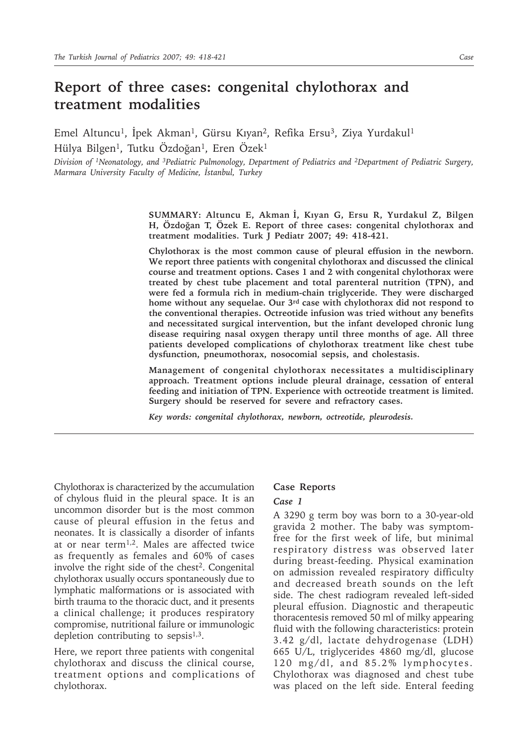# Report of three cases: congenital chylothorax and treatment modalities

Emel Altuncu[1], İpek Akman[1], Gürsu Kıyan[2], Refika Ersu[3], Ziya Yurdakul[1]
Hülya Bilgen[1], Tutku Özdoğan[1], Eren Özek[1]

*Division of [1]Neonatology, and [3]Pediatric Pulmonology, Department of Pediatrics and [2]Department of Pediatric Surgery, Marmara University Faculty of Medicine, İstanbul, Turkey*

**SUMMARY: Altuncu E, Akman İ, Kıyan G, Ersu R, Yurdakul Z, Bilgen H, Özdoğan T, Özek E. Report of three cases: congenital chylothorax and treatment modalities. Turk J Pediatr 2007; 49: 418-421.**

**Chylothorax is the most common cause of pleural effusion in the newborn. We report three patients with congenital chylothorax and discussed the clinical course and treatment options. Cases 1 and 2 with congenital chylothorax were treated by chest tube placement and total parenteral nutrition (TPN), and were fed a formula rich in medium-chain triglyceride. They were discharged home without any sequelae. Our 3rd case with chylothorax did not respond to the conventional therapies. Octreotide infusion was tried without any benefits and necessitated surgical intervention, but the infant developed chronic lung disease requiring nasal oxygen therapy until three months of age. All three patients developed complications of chylothorax treatment like chest tube dysfunction, pneumothorax, nosocomial sepsis, and cholestasis.**

**Management of congenital chylothorax necessitates a multidisciplinary approach. Treatment options include pleural drainage, cessation of enteral feeding and initiation of TPN. Experience with octreotide treatment is limited. Surgery should be reserved for severe and refractory cases.**

***Key words: congenital chylothorax, newborn, octreotide, pleurodesis.***

Chylothorax is characterized by the accumulation of chylous fluid in the pleural space. It is an uncommon disorder but is the most common cause of pleural effusion in the fetus and neonates. It is classically a disorder of infants at or near term[1,2]. Males are affected twice as frequently as females and 60% of cases involve the right side of the chest[2]. Congenital chylothorax usually occurs spontaneously due to lymphatic malformations or is associated with birth trauma to the thoracic duct, and it presents a clinical challenge; it produces respiratory compromise, nutritional failure or immunologic depletion contributing to sepsis[1,3].

Here, we report three patients with congenital chylothorax and discuss the clinical course, treatment options and complications of chylothorax.

## Case Reports

### *Case 1*

A 3290 g term boy was born to a 30-year-old gravida 2 mother. The baby was symptom-free for the first week of life, but minimal respiratory distress was observed later during breast-feeding. Physical examination on admission revealed respiratory difficulty and decreased breath sounds on the left side. The chest radiogram revealed left-sided pleural effusion. Diagnostic and therapeutic thoracentesis removed 50 ml of milky appearing fluid with the following characteristics: protein 3.42 g/dl, lactate dehydrogenase (LDH) 665 U/L, triglycerides 4860 mg/dl, glucose 120 mg/dl, and 85.2% lymphocytes. Chylothorax was diagnosed and chest tube was placed on the left side. Enteral feeding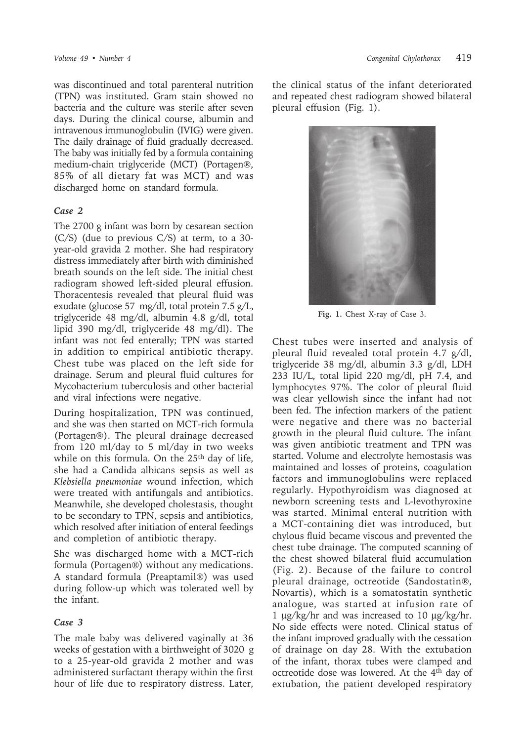was discontinued and total parenteral nutrition (TPN) was instituted. Gram stain showed no bacteria and the culture was sterile after seven days. During the clinical course, albumin and intravenous immunoglobulin (IVIG) were given. The daily drainage of fluid gradually decreased. The baby was initially fed by a formula containing medium-chain triglyceride (MCT) (Portagen®, 85% of all dietary fat was MCT) and was discharged home on standard formula.

### *Case 2*

The 2700 g infant was born by cesarean section (C/S) (due to previous C/S) at term, to a 30-year-old gravida 2 mother. She had respiratory distress immediately after birth with diminished breath sounds on the left side. The initial chest radiogram showed left-sided pleural effusion. Thoracentesis revealed that pleural fluid was exudate (glucose 57 mg/dl, total protein 7.5 g/L, triglyceride 48 mg/dl, albumin 4.8 g/dl, total lipid 390 mg/dl, triglyceride 48 mg/dl). The infant was not fed enterally; TPN was started in addition to empirical antibiotic therapy. Chest tube was placed on the left side for drainage. Serum and pleural fluid cultures for Mycobacterium tuberculosis and other bacterial and viral infections were negative.

During hospitalization, TPN was continued, and she was then started on MCT-rich formula (Portagen®). The pleural drainage decreased from 120 ml/day to 5 ml/day in two weeks while on this formula. On the 25th day of life, she had a Candida albicans sepsis as well as *Klebsiella pneumoniae* wound infection, which were treated with antifungals and antibiotics. Meanwhile, she developed cholestasis, thought to be secondary to TPN, sepsis and antibiotics, which resolved after initiation of enteral feedings and completion of antibiotic therapy.

She was discharged home with a MCT-rich formula (Portagen®) without any medications. A standard formula (Preaptamil®) was used during follow-up which was tolerated well by the infant.

### *Case 3*

The male baby was delivered vaginally at 36 weeks of gestation with a birthweight of 3020 g to a 25-year-old gravida 2 mother and was administered surfactant therapy within the first hour of life due to respiratory distress. Later, the clinical status of the infant deteriorated and repeated chest radiogram showed bilateral pleural effusion (Fig. 1).

**Fig. 1.** Chest X-ray of Case 3.

Chest tubes were inserted and analysis of pleural fluid revealed total protein 4.7 g/dl, triglyceride 38 mg/dl, albumin 3.3 g/dl, LDH 233 IU/L, total lipid 220 mg/dl, pH 7.4, and lymphocytes 97%. The color of pleural fluid was clear yellowish since the infant had not been fed. The infection markers of the patient were negative and there was no bacterial growth in the pleural fluid culture. The infant was given antibiotic treatment and TPN was started. Volume and electrolyte hemostasis was maintained and losses of proteins, coagulation factors and immunoglobulins were replaced regularly. Hypothyroidism was diagnosed at newborn screening tests and L-levothyroxine was started. Minimal enteral nutrition with a MCT-containing diet was introduced, but chylous fluid became viscous and prevented the chest tube drainage. The computed scanning of the chest showed bilateral fluid accumulation (Fig. 2). Because of the failure to control pleural drainage, octreotide (Sandostatin®, Novartis), which is a somatostatin synthetic analogue, was started at infusion rate of 1 µg/kg/hr and was increased to 10 µg/kg/hr. No side effects were noted. Clinical status of the infant improved gradually with the cessation of drainage on day 28. With the extubation of the infant, thorax tubes were clamped and octreotide dose was lowered. At the 4th day of extubation, the patient developed respiratory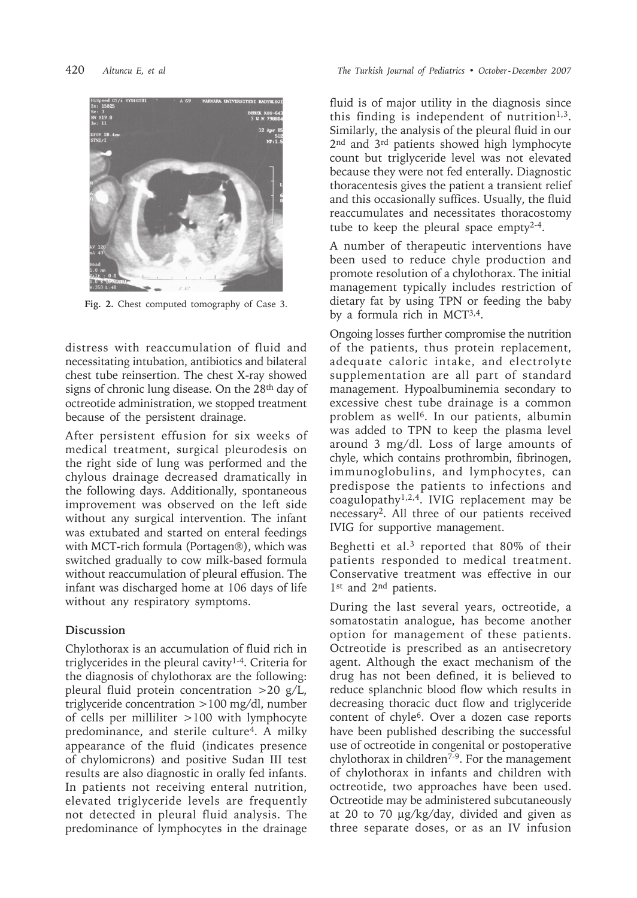Fig. 2. Chest computed tomography of Case 3.

distress with reaccumulation of fluid and necessitating intubation, antibiotics and bilateral chest tube reinsertion. The chest X-ray showed signs of chronic lung disease. On the 28th day of octreotide administration, we stopped treatment because of the persistent drainage.

After persistent effusion for six weeks of medical treatment, surgical pleurodesis on the right side of lung was performed and the chylous drainage decreased dramatically in the following days. Additionally, spontaneous improvement was observed on the left side without any surgical intervention. The infant was extubated and started on enteral feedings with MCT-rich formula (Portagen®), which was switched gradually to cow milk-based formula without reaccumulation of pleural effusion. The infant was discharged home at 106 days of life without any respiratory symptoms.

## Discussion

Chylothorax is an accumulation of fluid rich in triglycerides in the pleural cavity[1-4]. Criteria for the diagnosis of chylothorax are the following: pleural fluid protein concentration >20 g/L, triglyceride concentration >100 mg/dl, number of cells per milliliter >100 with lymphocyte predominance, and sterile culture[4]. A milky appearance of the fluid (indicates presence of chylomicrons) and positive Sudan III test results are also diagnostic in orally fed infants. In patients not receiving enteral nutrition, elevated triglyceride levels are frequently not detected in pleural fluid analysis. The predominance of lymphocytes in the drainage fluid is of major utility in the diagnosis since this finding is independent of nutrition[1,3]. Similarly, the analysis of the pleural fluid in our 2nd and 3rd patients showed high lymphocyte count but triglyceride level was not elevated because they were not fed enterally. Diagnostic thoracentesis gives the patient a transient relief and this occasionally suffices. Usually, the fluid reaccumulates and necessitates thoracostomy tube to keep the pleural space empty[2-4].

A number of therapeutic interventions have been used to reduce chyle production and promote resolution of a chylothorax. The initial management typically includes restriction of dietary fat by using TPN or feeding the baby by a formula rich in MCT[3,4].

Ongoing losses further compromise the nutrition of the patients, thus protein replacement, adequate caloric intake, and electrolyte supplementation are all part of standard management. Hypoalbuminemia secondary to excessive chest tube drainage is a common problem as well[6]. In our patients, albumin was added to TPN to keep the plasma level around 3 mg/dl. Loss of large amounts of chyle, which contains prothrombin, fibrinogen, immunoglobulins, and lymphocytes, can predispose the patients to infections and coagulopathy[1,2,4]. IVIG replacement may be necessary[2]. All three of our patients received IVIG for supportive management.

Beghetti et al.[3] reported that 80% of their patients responded to medical treatment. Conservative treatment was effective in our 1st and 2nd patients.

During the last several years, octreotide, a somatostatin analogue, has become another option for management of these patients. Octreotide is prescribed as an antisecretory agent. Although the exact mechanism of the drug has not been defined, it is believed to reduce splanchnic blood flow which results in decreasing thoracic duct flow and triglyceride content of chyle[6]. Over a dozen case reports have been published describing the successful use of octreotide in congenital or postoperative chylothorax in children[7-9]. For the management of chylothorax in infants and children with octreotide, two approaches have been used. Octreotide may be administered subcutaneously at 20 to 70 µg/kg/day, divided and given as three separate doses, or as an IV infusion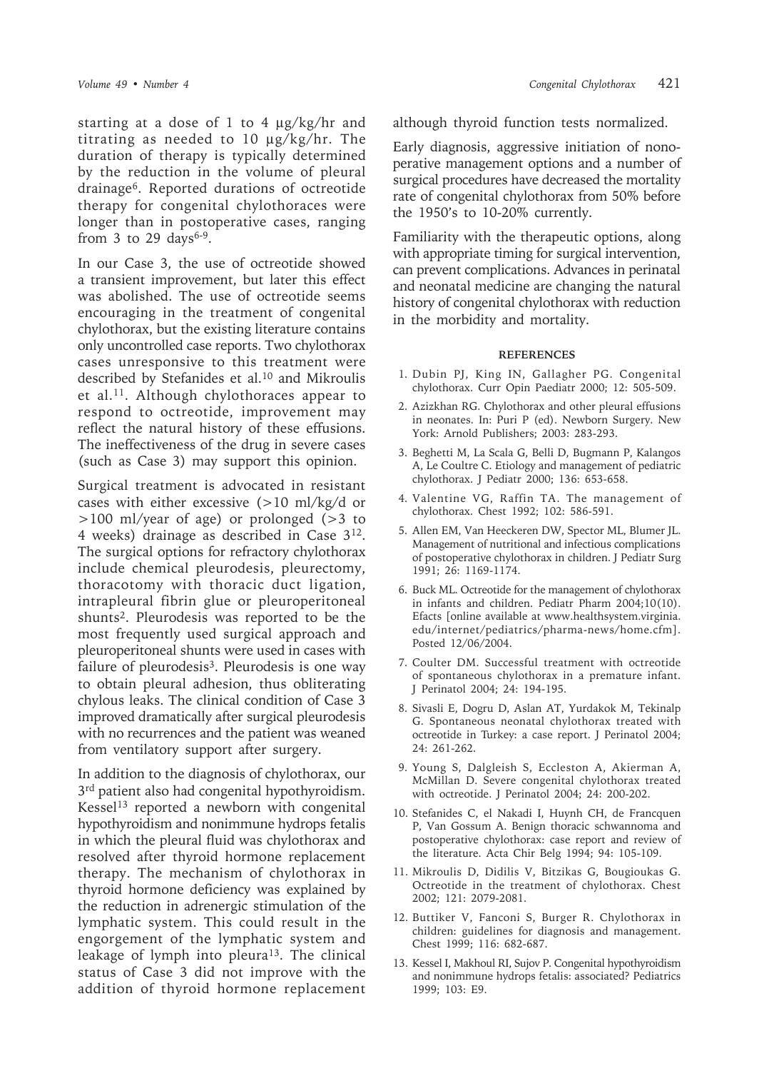starting at a dose of 1 to 4 µg/kg/hr and titrating as needed to 10 µg/kg/hr. The duration of therapy is typically determined by the reduction in the volume of pleural drainage[6]. Reported durations of octreotide therapy for congenital chylothoraces were longer than in postoperative cases, ranging from 3 to 29 days[6-9].

In our Case 3, the use of octreotide showed a transient improvement, but later this effect was abolished. The use of octreotide seems encouraging in the treatment of congenital chylothorax, but the existing literature contains only uncontrolled case reports. Two chylothorax cases unresponsive to this treatment were described by Stefanides et al.[10] and Mikroulis et al.[11]. Although chylothoraces appear to respond to octreotide, improvement may reflect the natural history of these effusions. The ineffectiveness of the drug in severe cases (such as Case 3) may support this opinion.

Surgical treatment is advocated in resistant cases with either excessive (>10 ml/kg/d or >100 ml/year of age) or prolonged (>3 to 4 weeks) drainage as described in Case 3[12]. The surgical options for refractory chylothorax include chemical pleurodesis, pleurectomy, thoracotomy with thoracic duct ligation, intrapleural fibrin glue or pleuroperitoneal shunts[2]. Pleurodesis was reported to be the most frequently used surgical approach and pleuroperitoneal shunts were used in cases with failure of pleurodesis[3]. Pleurodesis is one way to obtain pleural adhesion, thus obliterating chylous leaks. The clinical condition of Case 3 improved dramatically after surgical pleurodesis with no recurrences and the patient was weaned from ventilatory support after surgery.

In addition to the diagnosis of chylothorax, our 3rd patient also had congenital hypothyroidism. Kessel[13] reported a newborn with congenital hypothyroidism and nonimmune hydrops fetalis in which the pleural fluid was chylothorax and resolved after thyroid hormone replacement therapy. The mechanism of chylothorax in thyroid hormone deficiency was explained by the reduction in adrenergic stimulation of the lymphatic system. This could result in the engorgement of the lymphatic system and leakage of lymph into pleura[13]. The clinical status of Case 3 did not improve with the addition of thyroid hormone replacement although thyroid function tests normalized.

Early diagnosis, aggressive initiation of nonoperative management options and a number of surgical procedures have decreased the mortality rate of congenital chylothorax from 50% before the 1950's to 10-20% currently.

Familiarity with the therapeutic options, along with appropriate timing for surgical intervention, can prevent complications. Advances in perinatal and neonatal medicine are changing the natural history of congenital chylothorax with reduction in the morbidity and mortality.

## REFERENCES

1. Dubin PJ, King IN, Gallagher PG. Congenital chylothorax. Curr Opin Paediatr 2000; 12: 505-509.
2. Azizkhan RG. Chylothorax and other pleural effusions in neonates. In: Puri P (ed). Newborn Surgery. New York: Arnold Publishers; 2003: 283-293.
3. Beghetti M, La Scala G, Belli D, Bugmann P, Kalangos A, Le Coultre C. Etiology and management of pediatric chylothorax. J Pediatr 2000; 136: 653-658.
4. Valentine VG, Raffin TA. The management of chylothorax. Chest 1992; 102: 586-591.
5. Allen EM, Van Heeckeren DW, Spector ML, Blumer JL. Management of nutritional and infectious complications of postoperative chylothorax in children. J Pediatr Surg 1991; 26: 1169-1174.
6. Buck ML. Octreotide for the management of chylothorax in infants and children. Pediatr Pharm 2004;10(10). Efacts [online available at www.healthsystem.virginia.edu/internet/pediatrics/pharma-news/home.cfm]. Posted 12/06/2004.
7. Coulter DM. Successful treatment with octreotide of spontaneous chylothorax in a premature infant. J Perinatol 2004; 24: 194-195.
8. Sivasli E, Dogru D, Aslan AT, Yurdakok M, Tekinalp G. Spontaneous neonatal chylothorax treated with octreotide in Turkey: a case report. J Perinatol 2004; 24: 261-262.
9. Young S, Dalgleish S, Eccleston A, Akierman A, McMillan D. Severe congenital chylothorax treated with octreotide. J Perinatol 2004; 24: 200-202.
10. Stefanides C, el Nakadi I, Huynh CH, de Francquen P, Van Gossum A. Benign thoracic schwannoma and postoperative chylothorax: case report and review of the literature. Acta Chir Belg 1994; 94: 105-109.
11. Mikroulis D, Didilis V, Bitzikas G, Bougioukas G. Octreotide in the treatment of chylothorax. Chest 2002; 121: 2079-2081.
12. Buttiker V, Fanconi S, Burger R. Chylothorax in children: guidelines for diagnosis and management. Chest 1999; 116: 682-687.
13. Kessel I, Makhoul RI, Sujov P. Congenital hypothyroidism and nonimmune hydrops fetalis: associated? Pediatrics 1999; 103: E9.